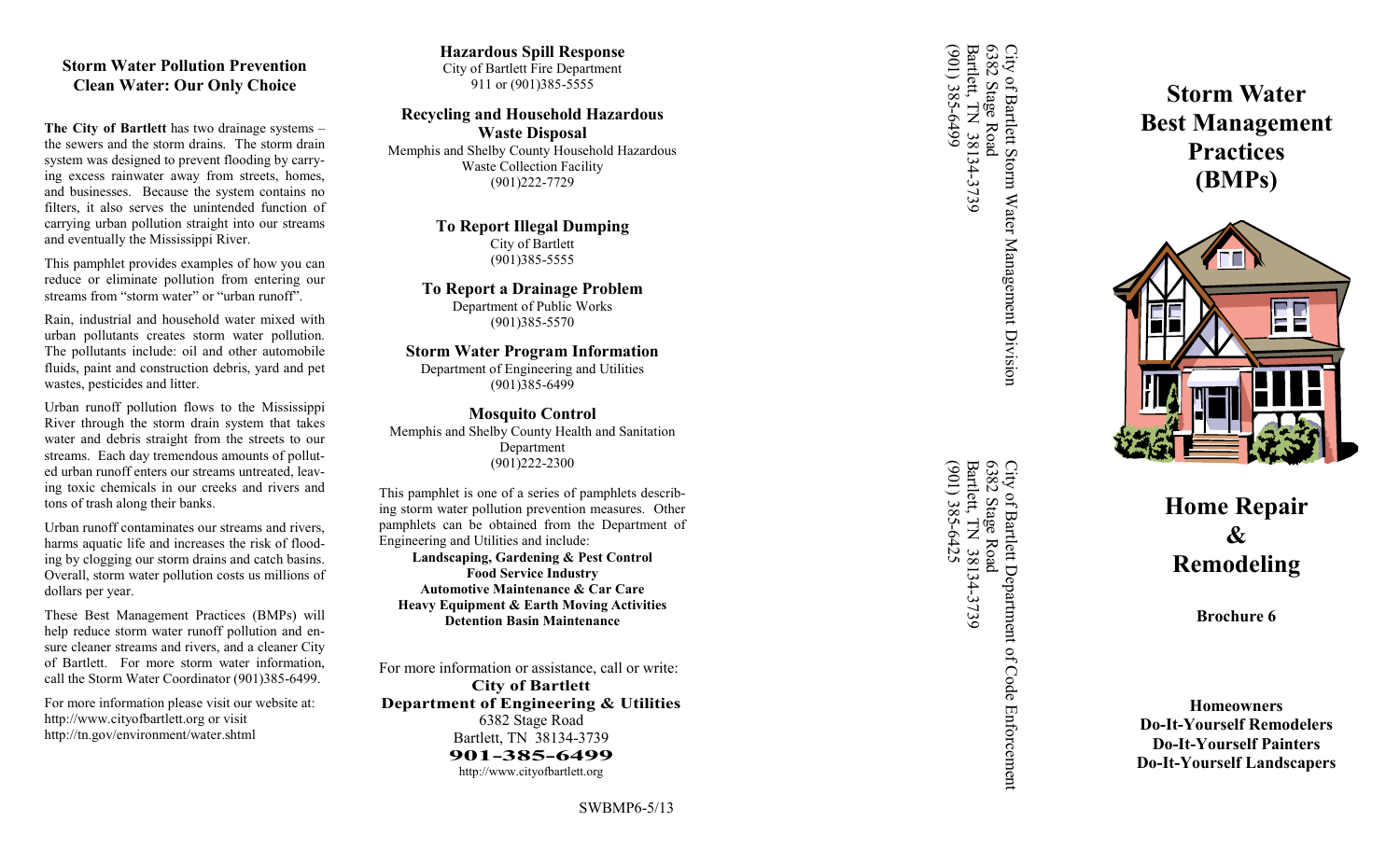## Storm Water Pollution Prevention
## Clean Water: Our Only Choice

**The City of Bartlett** has two drainage systems – the sewers and the storm drains. The storm drain system was designed to prevent flooding by carrying excess rainwater away from streets, homes, and businesses. Because the system contains no filters, it also serves the unintended function of carrying urban pollution straight into our streams and eventually the Mississippi River.

This pamphlet provides examples of how you can reduce or eliminate pollution from entering our streams from "storm water" or "urban runoff".

Rain, industrial and household water mixed with urban pollutants creates storm water pollution. The pollutants include: oil and other automobile fluids, paint and construction debris, yard and pet wastes, pesticides and litter.

Urban runoff pollution flows to the Mississippi River through the storm drain system that takes water and debris straight from the streets to our streams. Each day tremendous amounts of polluted urban runoff enters our streams untreated, leaving toxic chemicals in our creeks and rivers and tons of trash along their banks.

Urban runoff contaminates our streams and rivers, harms aquatic life and increases the risk of flooding by clogging our storm drains and catch basins. Overall, storm water pollution costs us millions of dollars per year.

These Best Management Practices (BMPs) will help reduce storm water runoff pollution and ensure cleaner streams and rivers, and a cleaner City of Bartlett. For more storm water information, call the Storm Water Coordinator (901)385-6499.

For more information please visit our website at:
http://www.cityofbartlett.org or visit
http://tn.gov/environment/water.shtml

**Hazardous Spill Response**
City of Bartlett Fire Department
911 or (901)385-5555

**Recycling and Household Hazardous Waste Disposal**
Memphis and Shelby County Household Hazardous Waste Collection Facility
(901)222-7729

**To Report Illegal Dumping**
City of Bartlett
(901)385-5555

**To Report a Drainage Problem**
Department of Public Works
(901)385-5570

**Storm Water Program Information**
Department of Engineering and Utilities
(901)385-6499

**Mosquito Control**
Memphis and Shelby County Health and Sanitation Department
(901)222-2300

This pamphlet is one of a series of pamphlets describing storm water pollution prevention measures. Other pamphlets can be obtained from the Department of Engineering and Utilities and include:

**Landscaping, Gardening & Pest Control**
**Food Service Industry**
**Automotive Maintenance & Car Care**
**Heavy Equipment & Earth Moving Activities**
**Detention Basin Maintenance**

For more information or assistance, call or write:
**City of Bartlett**
**Department of Engineering & Utilities**
6382 Stage Road
Bartlett, TN 38134-3739
**901-385-6499**
http://www.cityofbartlett.org

SWBMP6-5/13

City of Bartlett Storm Water Management Division
6382 Stage Road
Bartlett, TN 38134-3739
(901) 385-6499

City of Bartlett Department of Code Enforcement
6382 Stage Road
Bartlett, TN 38134-3739
(901) 385-6425

# Storm Water Best Management Practices (BMPs)

# Home Repair & Remodeling

**Brochure 6**

**Homeowners**
**Do-It-Yourself Remodelers**
**Do-It-Yourself Painters**
**Do-It-Yourself Landscapers**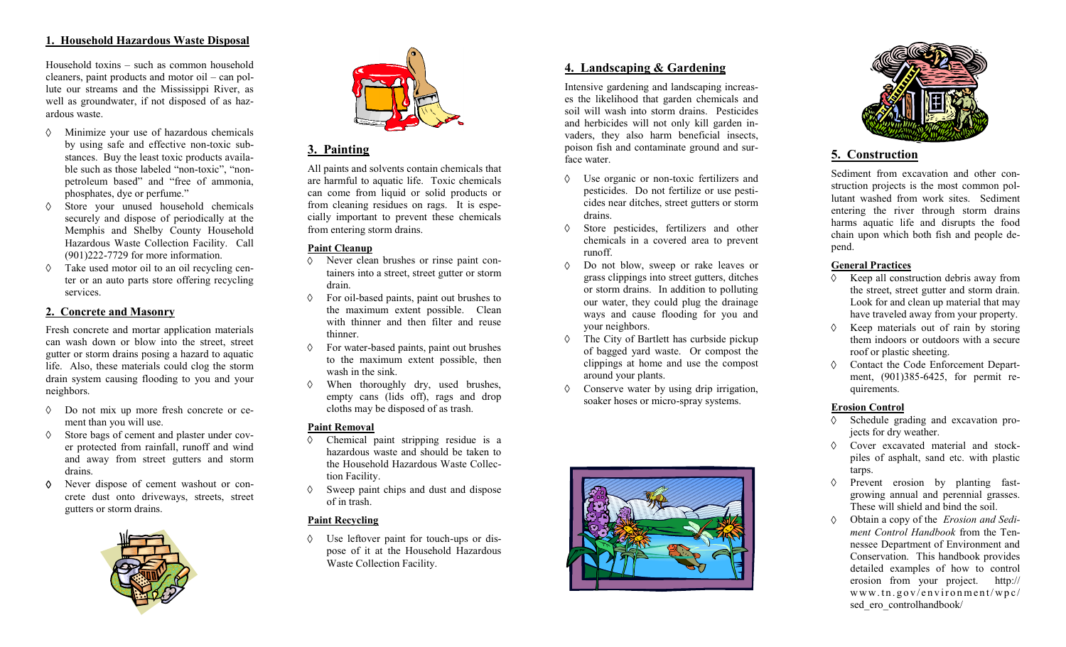## 1. Household Hazardous Waste Disposal

Household toxins – such as common household cleaners, paint products and motor oil – can pollute our streams and the Mississippi River, as well as groundwater, if not disposed of as hazardous waste.

- ◊ Minimize your use of hazardous chemicals by using safe and effective non-toxic substances. Buy the least toxic products available such as those labeled "non-toxic", "non-petroleum based" and "free of ammonia, phosphates, dye or perfume."
- ◊ Store your unused household chemicals securely and dispose of periodically at the Memphis and Shelby County Household Hazardous Waste Collection Facility. Call (901)222-7729 for more information.
- ◊ Take used motor oil to an oil recycling center or an auto parts store offering recycling services.

## 2. Concrete and Masonry

Fresh concrete and mortar application materials can wash down or blow into the street, street gutter or storm drains posing a hazard to aquatic life. Also, these materials could clog the storm drain system causing flooding to you and your neighbors.

- ◊ Do not mix up more fresh concrete or cement than you will use.
- ◊ Store bags of cement and plaster under cover protected from rainfall, runoff and wind and away from street gutters and storm drains.
- ◊ Never dispose of cement washout or concrete dust onto driveways, streets, street gutters or storm drains.

## 3. Painting

All paints and solvents contain chemicals that are harmful to aquatic life. Toxic chemicals can come from liquid or solid products or from cleaning residues on rags. It is especially important to prevent these chemicals from entering storm drains.

### Paint Cleanup

- ◊ Never clean brushes or rinse paint containers into a street, street gutter or storm drain.
- ◊ For oil-based paints, paint out brushes to the maximum extent possible. Clean with thinner and then filter and reuse thinner.
- ◊ For water-based paints, paint out brushes to the maximum extent possible, then wash in the sink.
- ◊ When thoroughly dry, used brushes, empty cans (lids off), rags and drop cloths may be disposed of as trash.

### Paint Removal

- ◊ Chemical paint stripping residue is a hazardous waste and should be taken to the Household Hazardous Waste Collection Facility.
- ◊ Sweep paint chips and dust and dispose of in trash.

### Paint Recycling

- ◊ Use leftover paint for touch-ups or dispose of it at the Household Hazardous Waste Collection Facility.

## 4. Landscaping & Gardening

Intensive gardening and landscaping increases the likelihood that garden chemicals and soil will wash into storm drains. Pesticides and herbicides will not only kill garden invaders, they also harm beneficial insects, poison fish and contaminate ground and surface water.

- ◊ Use organic or non-toxic fertilizers and pesticides. Do not fertilize or use pesticides near ditches, street gutters or storm drains.
- ◊ Store pesticides, fertilizers and other chemicals in a covered area to prevent runoff.
- ◊ Do not blow, sweep or rake leaves or grass clippings into street gutters, ditches or storm drains. In addition to polluting our water, they could plug the drainage ways and cause flooding for you and your neighbors.
- ◊ The City of Bartlett has curbside pickup of bagged yard waste. Or compost the clippings at home and use the compost around your plants.
- ◊ Conserve water by using drip irrigation, soaker hoses or micro-spray systems.

## 5. Construction

Sediment from excavation and other construction projects is the most common pollutant washed from work sites. Sediment entering the river through storm drains harms aquatic life and disrupts the food chain upon which both fish and people depend.

### General Practices

- ◊ Keep all construction debris away from the street, street gutter and storm drain. Look for and clean up material that may have traveled away from your property.
- ◊ Keep materials out of rain by storing them indoors or outdoors with a secure roof or plastic sheeting.
- ◊ Contact the Code Enforcement Department, (901)385-6425, for permit requirements.

### Erosion Control

- ◊ Schedule grading and excavation projects for dry weather.
- ◊ Cover excavated material and stockpiles of asphalt, sand etc. with plastic tarps.
- ◊ Prevent erosion by planting fast-growing annual and perennial grasses. These will shield and bind the soil.
- ◊ Obtain a copy of the *Erosion and Sediment Control Handbook* from the Tennessee Department of Environment and Conservation. This handbook provides detailed examples of how to control erosion from your project. http://www.tn.gov/environment/wpc/sed_ero_controlhandbook/